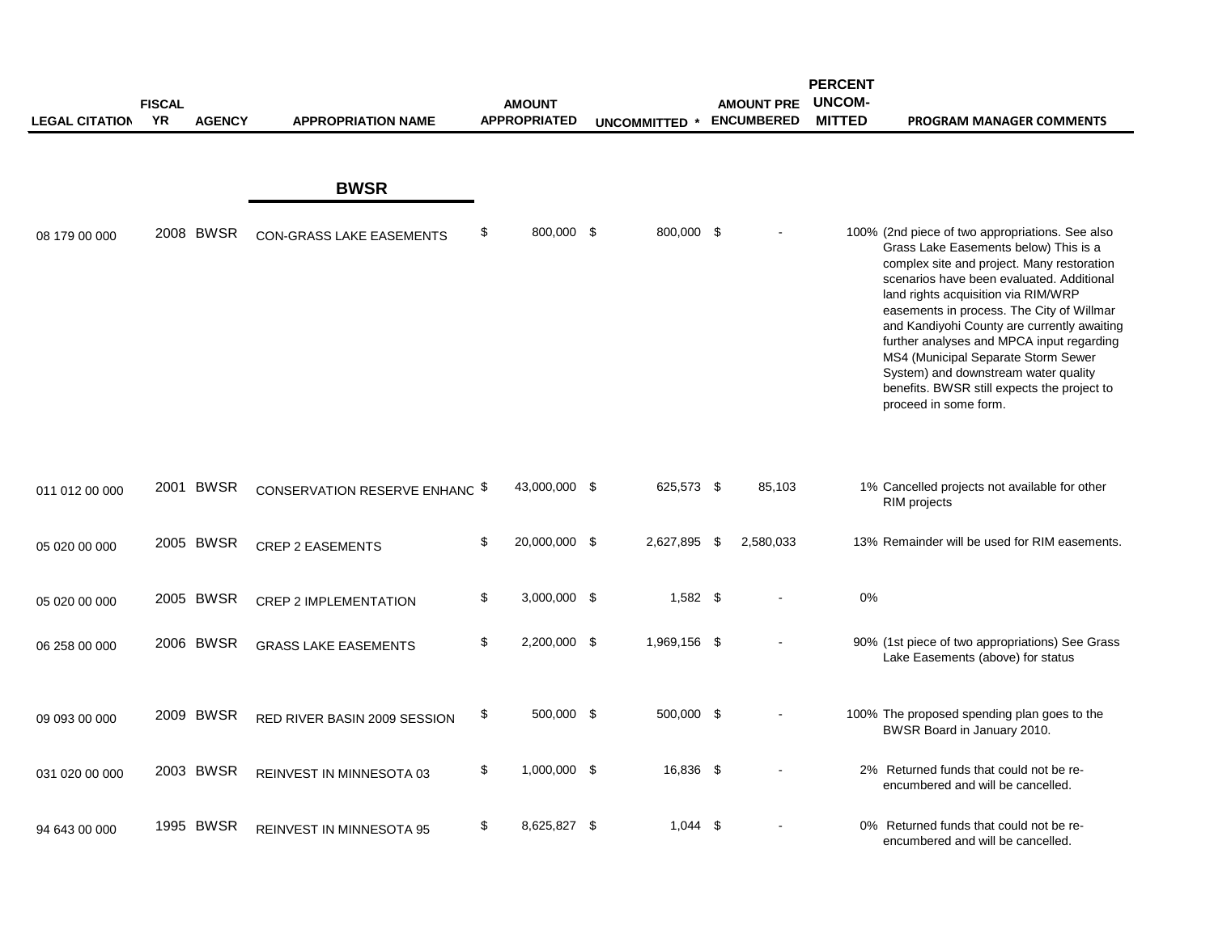| LEGAL CITATION | FISCAL YR | AGENCY | APPROPRIATION NAME | AMOUNT APPROPRIATED | UNCOMMITTED * | AMOUNT PRE ENCUMBERED | PERCENT UNCOM-MITTED | PROGRAM MANAGER COMMENTS |
|---|---|---|---|---|---|---|---|---|
| | | | **BWSR** | | | | | |
| 08 179 00 000 | 2008 | BWSR | CON-GRASS LAKE EASEMENTS | $ 800,000 | $ 800,000 | $ - | 100% | (2nd piece of two appropriations. See also Grass Lake Easements below) This is a complex site and project. Many restoration scenarios have been evaluated. Additional land rights acquisition via RIM/WRP easements in process. The City of Willmar and Kandiyohi County are currently awaiting further analyses and MPCA input regarding MS4 (Municipal Separate Storm Sewer System) and downstream water quality benefits. BWSR still expects the project to proceed in some form. |
| 011 012 00 000 | 2001 | BWSR | CONSERVATION RESERVE ENHANC | $ 43,000,000 | $ 625,573 | $ 85,103 | 1% | Cancelled projects not available for other RIM projects |
| 05 020 00 000 | 2005 | BWSR | CREP 2 EASEMENTS | $ 20,000,000 | $ 2,627,895 | $ 2,580,033 | 13% | Remainder will be used for RIM easements. |
| 05 020 00 000 | 2005 | BWSR | CREP 2 IMPLEMENTATION | $ 3,000,000 | $ 1,582 | $ - | 0% | |
| 06 258 00 000 | 2006 | BWSR | GRASS LAKE EASEMENTS | $ 2,200,000 | $ 1,969,156 | $ - | 90% | (1st piece of two appropriations) See Grass Lake Easements (above) for status |
| 09 093 00 000 | 2009 | BWSR | RED RIVER BASIN 2009 SESSION | $ 500,000 | $ 500,000 | $ - | 100% | The proposed spending plan goes to the BWSR Board in January 2010. |
| 031 020 00 000 | 2003 | BWSR | REINVEST IN MINNESOTA 03 | $ 1,000,000 | $ 16,836 | $ - | 2% | Returned funds that could not be re-encumbered and will be cancelled. |
| 94 643 00 000 | 1995 | BWSR | REINVEST IN MINNESOTA 95 | $ 8,625,827 | $ 1,044 | $ - | 0% | Returned funds that could not be re-encumbered and will be cancelled. |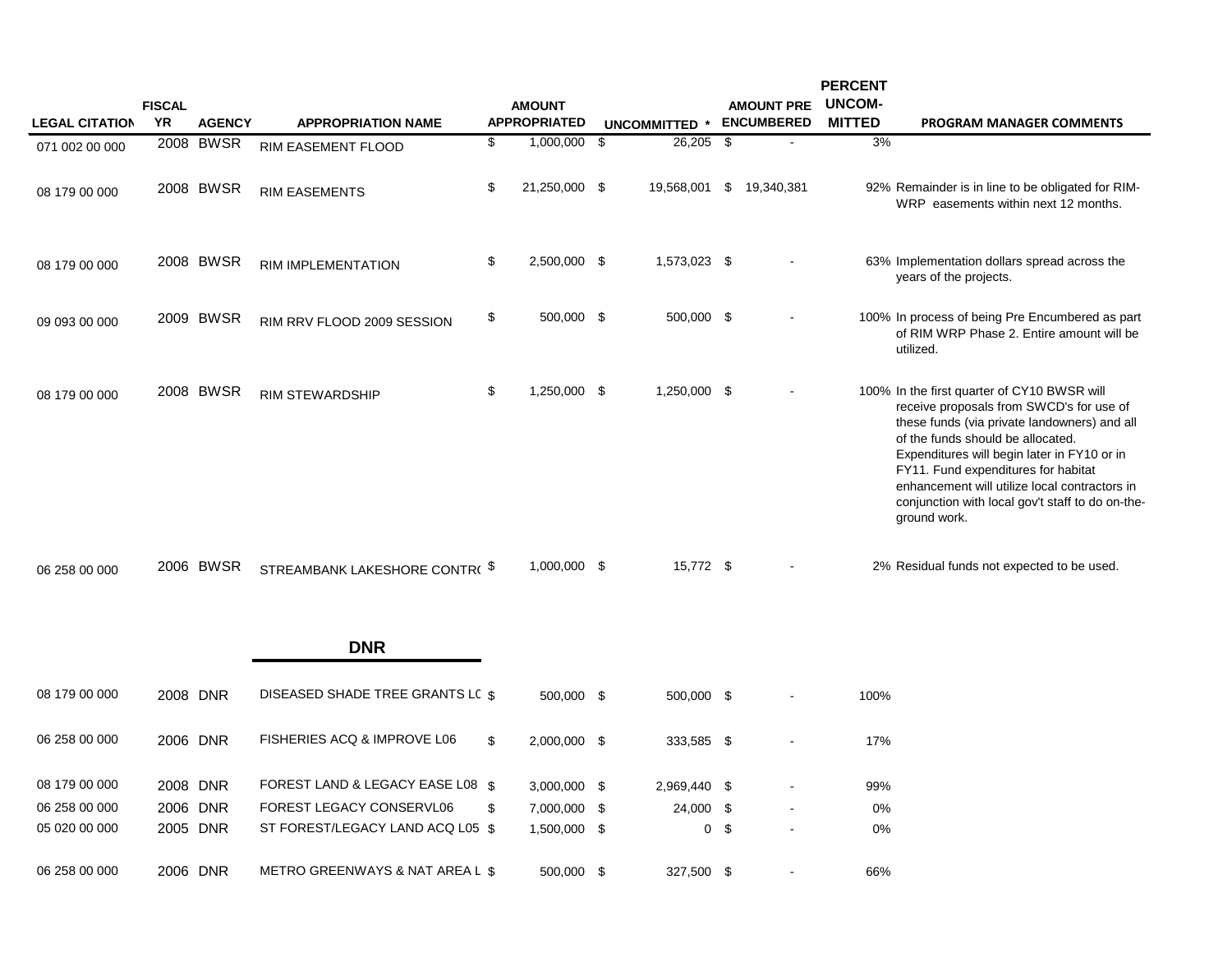| LEGAL CITATION | FISCAL YR | AGENCY | APPROPRIATION NAME | AMOUNT APPROPRIATED | UNCOMMITTED * | AMOUNT PRE ENCUMBERED | PERCENT UNCOM-MITTED | PROGRAM MANAGER COMMENTS |
|---|---|---|---|---|---|---|---|---|
| 071 002 00 000 | 2008 | BWSR | RIM EASEMENT FLOOD | $ 1,000,000 | $ 26,205 | $ - | 3% | |
| 08 179 00 000 | 2008 | BWSR | RIM EASEMENTS | $ 21,250,000 | $ 19,568,001 | $ 19,340,381 | 92% | Remainder is in line to be obligated for RIM-WRP easements within next 12 months. |
| 08 179 00 000 | 2008 | BWSR | RIM IMPLEMENTATION | $ 2,500,000 | $ 1,573,023 | $ - | 63% | Implementation dollars spread across the years of the projects. |
| 09 093 00 000 | 2009 | BWSR | RIM RRV FLOOD 2009 SESSION | $ 500,000 | $ 500,000 | $ - | 100% | In process of being Pre Encumbered as part of RIM WRP Phase 2. Entire amount will be utilized. |
| 08 179 00 000 | 2008 | BWSR | RIM STEWARDSHIP | $ 1,250,000 | $ 1,250,000 | $ - | 100% | In the first quarter of CY10 BWSR will receive proposals from SWCD's for use of these funds (via private landowners) and all of the funds should be allocated. Expenditures will begin later in FY10 or in FY11. Fund expenditures for habitat enhancement will utilize local contractors in conjunction with local gov't staff to do on-the-ground work. |
| 06 258 00 000 | 2006 | BWSR | STREAMBANK LAKESHORE CONTR( | $ 1,000,000 | $ 15,772 | $ - | 2% | Residual funds not expected to be used. |

## DNR

| LEGAL CITATION | FISCAL YR | AGENCY | APPROPRIATION NAME | AMOUNT APPROPRIATED | UNCOMMITTED * | AMOUNT PRE ENCUMBERED | PERCENT UNCOM-MITTED | PROGRAM MANAGER COMMENTS |
|---|---|---|---|---|---|---|---|---|
| 08 179 00 000 | 2008 | DNR | DISEASED SHADE TREE GRANTS LC | $ 500,000 | $ 500,000 | $ - | 100% | |
| 06 258 00 000 | 2006 | DNR | FISHERIES ACQ & IMPROVE L06 | $ 2,000,000 | $ 333,585 | $ - | 17% | |
| 08 179 00 000 | 2008 | DNR | FOREST LAND & LEGACY EASE L08 | $ 3,000,000 | $ 2,969,440 | $ - | 99% | |
| 06 258 00 000 | 2006 | DNR | FOREST LEGACY CONSERVL06 | $ 7,000,000 | $ 24,000 | $ - | 0% | |
| 05 020 00 000 | 2005 | DNR | ST FOREST/LEGACY LAND ACQ L05 | $ 1,500,000 | $ 0 | $ - | 0% | |
| 06 258 00 000 | 2006 | DNR | METRO GREENWAYS & NAT AREA L | $ 500,000 | $ 327,500 | $ - | 66% | |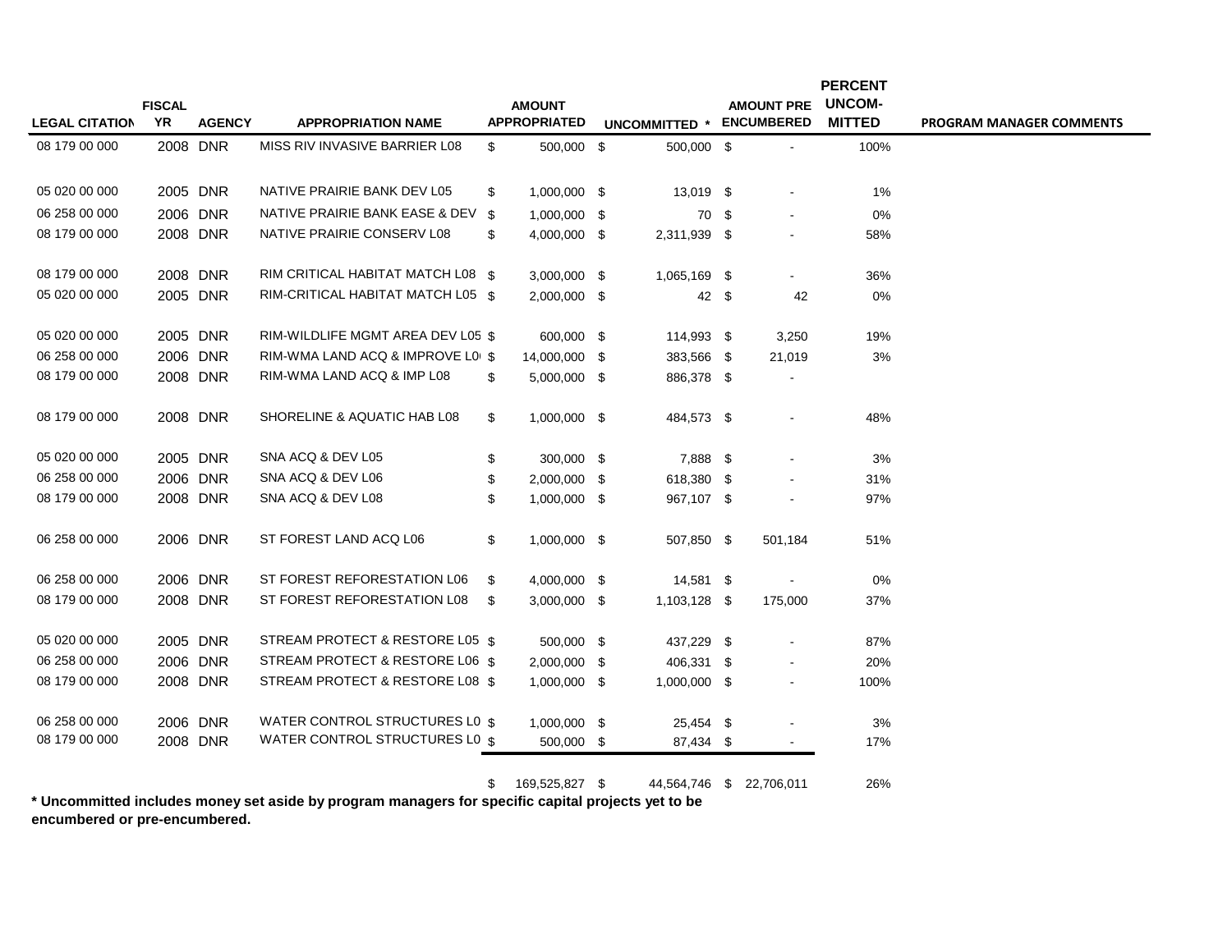| LEGAL CITATION | FISCAL YR | AGENCY | APPROPRIATION NAME | AMOUNT APPROPRIATED | UNCOMMITTED * | AMOUNT PRE ENCUMBERED | PERCENT UNCOM-MITTED | PROGRAM MANAGER COMMENTS |
|---|---|---|---|---|---|---|---|---|
| 08 179 00 000 | 2008 | DNR | MISS RIV INVASIVE BARRIER L08 | $ 500,000 | $ 500,000 | $ - | 100% | |
| 05 020 00 000 | 2005 | DNR | NATIVE PRAIRIE BANK DEV L05 | $ 1,000,000 | $ 13,019 | $ - | 1% | |
| 06 258 00 000 | 2006 | DNR | NATIVE PRAIRIE BANK EASE & DEV | $ 1,000,000 | $ 70 | $ - | 0% | |
| 08 179 00 000 | 2008 | DNR | NATIVE PRAIRIE CONSERV L08 | $ 4,000,000 | $ 2,311,939 | $ - | 58% | |
| 08 179 00 000 | 2008 | DNR | RIM CRITICAL HABITAT MATCH L08 | $ 3,000,000 | $ 1,065,169 | $ - | 36% | |
| 05 020 00 000 | 2005 | DNR | RIM-CRITICAL HABITAT MATCH L05 | $ 2,000,000 | $ 42 | $ 42 | 0% | |
| 05 020 00 000 | 2005 | DNR | RIM-WILDLIFE MGMT AREA DEV L05 | $ 600,000 | $ 114,993 | $ 3,250 | 19% | |
| 06 258 00 000 | 2006 | DNR | RIM-WMA LAND ACQ & IMPROVE L0 | $ 14,000,000 | $ 383,566 | $ 21,019 | 3% | |
| 08 179 00 000 | 2008 | DNR | RIM-WMA LAND ACQ & IMP L08 | $ 5,000,000 | $ 886,378 | $ - | | |
| 08 179 00 000 | 2008 | DNR | SHORELINE & AQUATIC HAB L08 | $ 1,000,000 | $ 484,573 | $ - | 48% | |
| 05 020 00 000 | 2005 | DNR | SNA ACQ & DEV L05 | $ 300,000 | $ 7,888 | $ - | 3% | |
| 06 258 00 000 | 2006 | DNR | SNA ACQ & DEV L06 | $ 2,000,000 | $ 618,380 | $ - | 31% | |
| 08 179 00 000 | 2008 | DNR | SNA ACQ & DEV L08 | $ 1,000,000 | $ 967,107 | $ - | 97% | |
| 06 258 00 000 | 2006 | DNR | ST FOREST LAND ACQ L06 | $ 1,000,000 | $ 507,850 | $ 501,184 | 51% | |
| 06 258 00 000 | 2006 | DNR | ST FOREST REFORESTATION L06 | $ 4,000,000 | $ 14,581 | $ - | 0% | |
| 08 179 00 000 | 2008 | DNR | ST FOREST REFORESTATION L08 | $ 3,000,000 | $ 1,103,128 | $ 175,000 | 37% | |
| 05 020 00 000 | 2005 | DNR | STREAM PROTECT & RESTORE L05 | $ 500,000 | $ 437,229 | $ - | 87% | |
| 06 258 00 000 | 2006 | DNR | STREAM PROTECT & RESTORE L06 | $ 2,000,000 | $ 406,331 | $ - | 20% | |
| 08 179 00 000 | 2008 | DNR | STREAM PROTECT & RESTORE L08 | $ 1,000,000 | $ 1,000,000 | $ - | 100% | |
| 06 258 00 000 | 2006 | DNR | WATER CONTROL STRUCTURES L0 | $ 1,000,000 | $ 25,454 | $ - | 3% | |
| 08 179 00 000 | 2008 | DNR | WATER CONTROL STRUCTURES L0 | $ 500,000 | $ 87,434 | $ - | 17% | |
| | | | | $ 169,525,827 | $ 44,564,746 | $ 22,706,011 | 26% | |

**\* Uncommitted includes money set aside by program managers for specific capital projects yet to be encumbered or pre-encumbered.**